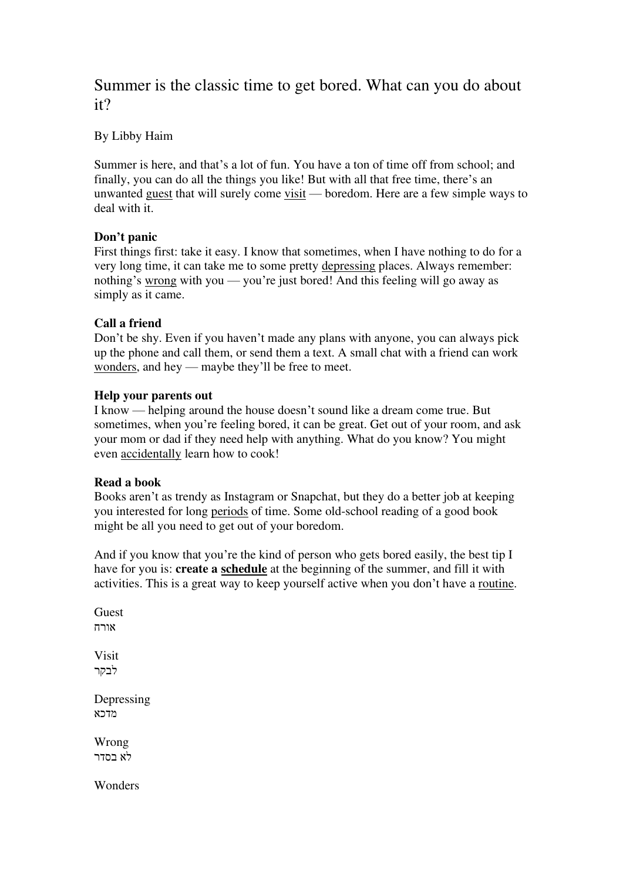# Summer is the classic time to get bored. What can you do about it?

By Libby Haim

Summer is here, and that's a lot of fun. You have a ton of time off from school; and finally, you can do all the things you like! But with all that free time, there's an unwanted guest that will surely come visit — boredom. Here are a few simple ways to deal with it.

**Don't panic**
First things first: take it easy. I know that sometimes, when I have nothing to do for a very long time, it can take me to some pretty depressing places. Always remember: nothing's wrong with you — you're just bored! And this feeling will go away as simply as it came.

**Call a friend**
Don't be shy. Even if you haven't made any plans with anyone, you can always pick up the phone and call them, or send them a text. A small chat with a friend can work wonders, and hey — maybe they'll be free to meet.

**Help your parents out**
I know — helping around the house doesn't sound like a dream come true. But sometimes, when you're feeling bored, it can be great. Get out of your room, and ask your mom or dad if they need help with anything. What do you know? You might even accidentally learn how to cook!

**Read a book**
Books aren't as trendy as Instagram or Snapchat, but they do a better job at keeping you interested for long periods of time. Some old-school reading of a good book might be all you need to get out of your boredom.

And if you know that you're the kind of person who gets bored easily, the best tip I have for you is: **create a schedule** at the beginning of the summer, and fill it with activities. This is a great way to keep yourself active when you don't have a routine.

Guest
אורח

Visit
לבקר

Depressing
מדכא

Wrong
לא בסדר

Wonders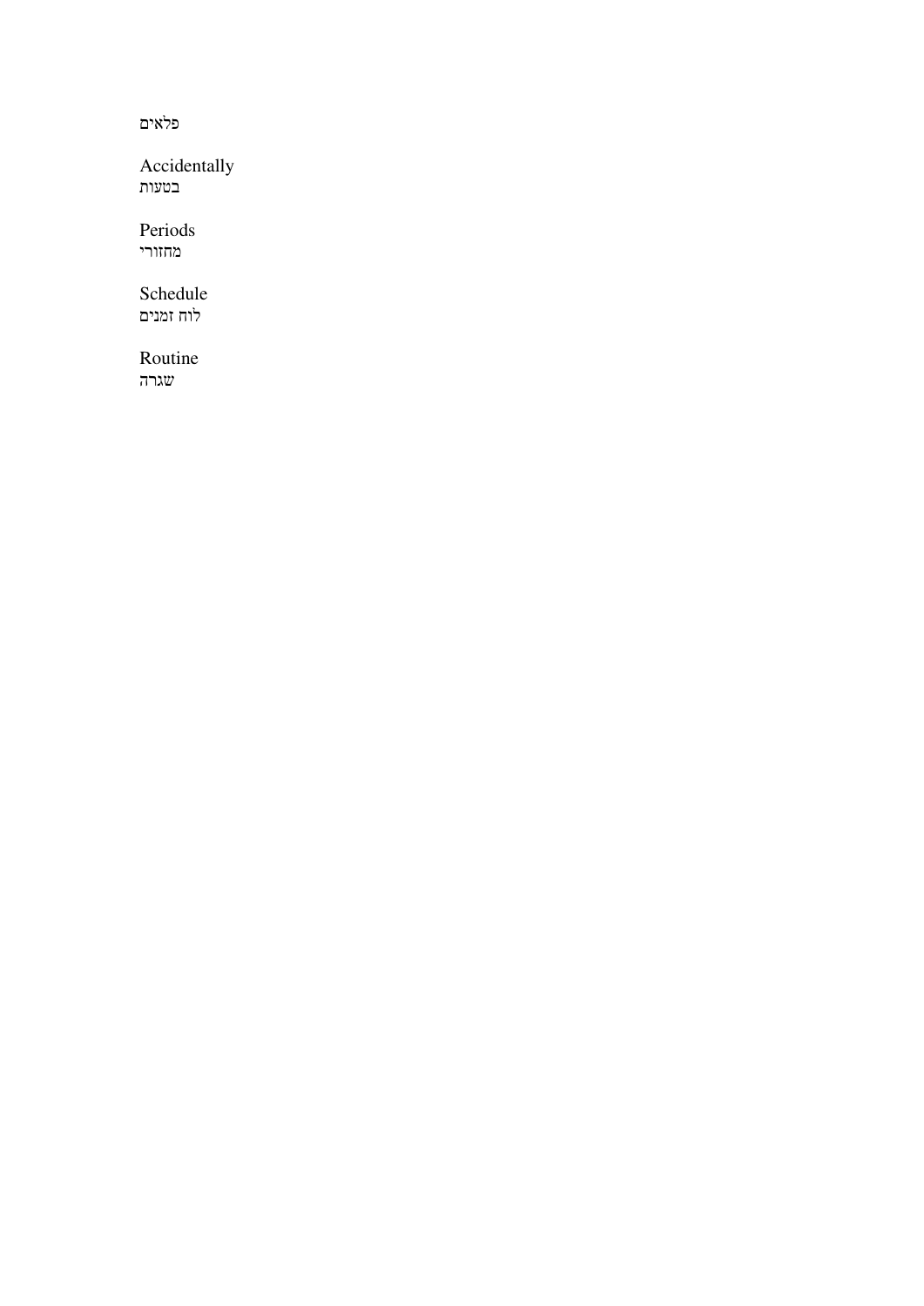פלאים

Accidentally
בטעות

Periods
מחזורי

Schedule
לוח זמנים

Routine
שגרה